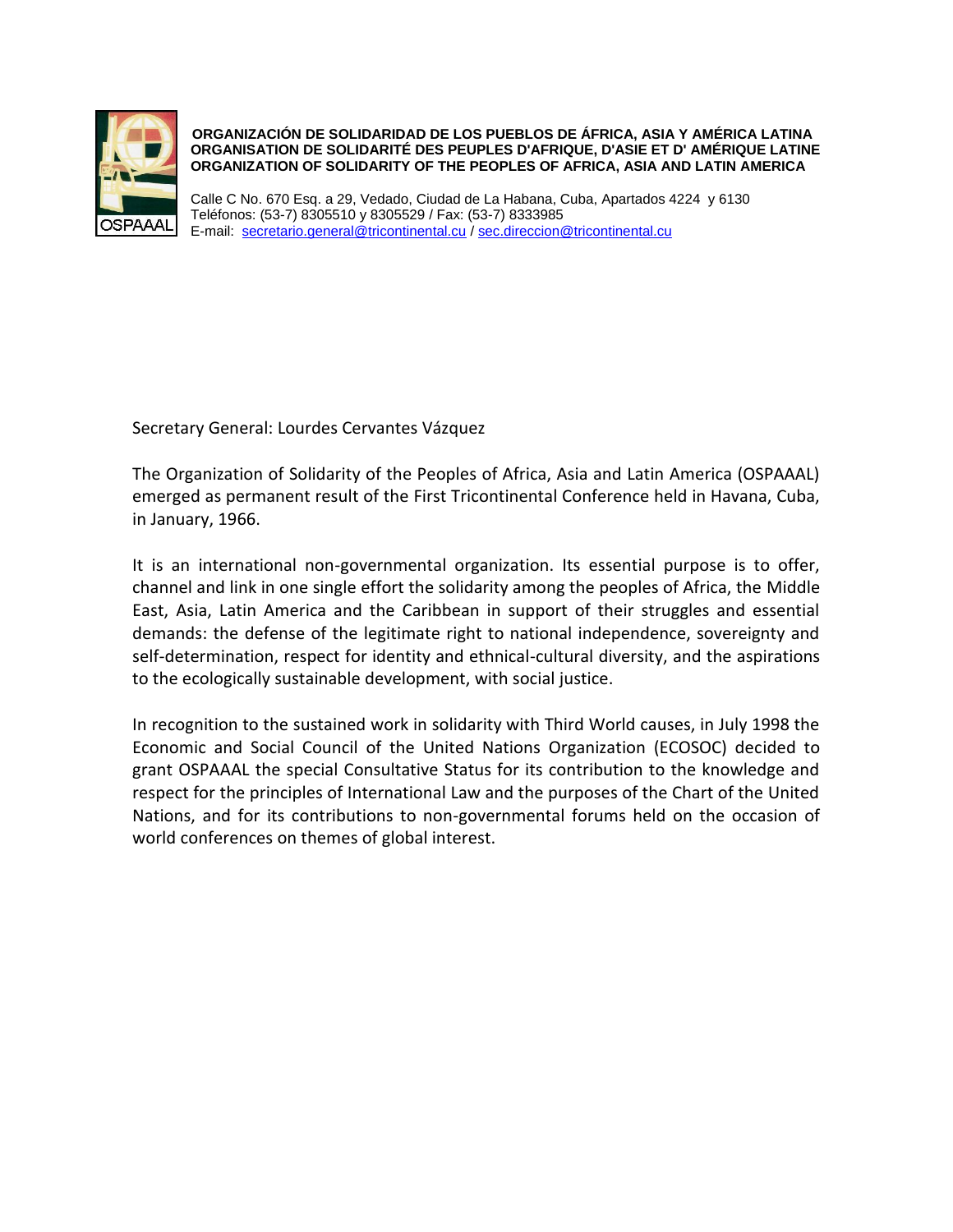**ORGANIZACIÓN DE SOLIDARIDAD DE LOS PUEBLOS DE ÁFRICA, ASIA Y AMÉRICA LATINA**
**ORGANISATION DE SOLIDARITÉ DES PEUPLES D'AFRIQUE, D'ASIE ET D' AMÉRIQUE LATINE**
**ORGANIZATION OF SOLIDARITY OF THE PEOPLES OF AFRICA, ASIA AND LATIN AMERICA**

Calle C No. 670 Esq. a 29, Vedado, Ciudad de La Habana, Cuba, Apartados 4224 y 6130
Teléfonos: (53-7) 8305510 y 8305529 / Fax: (53-7) 8333985
E-mail: secretario.general@tricontinental.cu / sec.direccion@tricontinental.cu

Secretary General: Lourdes Cervantes Vázquez

The Organization of Solidarity of the Peoples of Africa, Asia and Latin America (OSPAAAL) emerged as permanent result of the First Tricontinental Conference held in Havana, Cuba, in January, 1966.

It is an international non-governmental organization. Its essential purpose is to offer, channel and link in one single effort the solidarity among the peoples of Africa, the Middle East, Asia, Latin America and the Caribbean in support of their struggles and essential demands: the defense of the legitimate right to national independence, sovereignty and self-determination, respect for identity and ethnical-cultural diversity, and the aspirations to the ecologically sustainable development, with social justice.

In recognition to the sustained work in solidarity with Third World causes, in July 1998 the Economic and Social Council of the United Nations Organization (ECOSOC) decided to grant OSPAAAL the special Consultative Status for its contribution to the knowledge and respect for the principles of International Law and the purposes of the Chart of the United Nations, and for its contributions to non-governmental forums held on the occasion of world conferences on themes of global interest.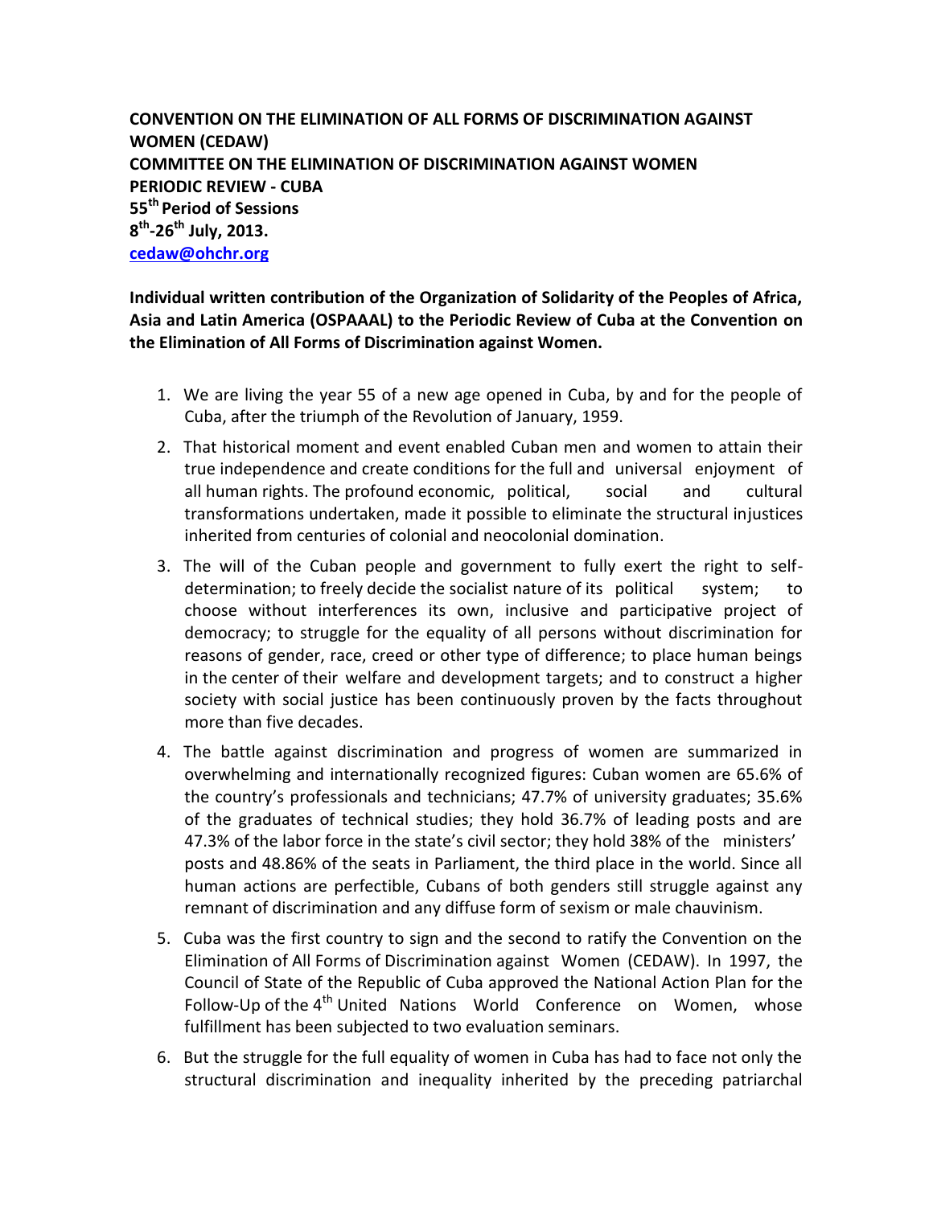**CONVENTION ON THE ELIMINATION OF ALL FORMS OF DISCRIMINATION AGAINST WOMEN (CEDAW)**
**COMMITTEE ON THE ELIMINATION OF DISCRIMINATION AGAINST WOMEN**
**PERIODIC REVIEW - CUBA**
**55th Period of Sessions**
**8th-26th July, 2013.**
**cedaw@ohchr.org**

**Individual written contribution of the Organization of Solidarity of the Peoples of Africa, Asia and Latin America (OSPAAAL) to the Periodic Review of Cuba at the Convention on the Elimination of All Forms of Discrimination against Women.**

1. We are living the year 55 of a new age opened in Cuba, by and for the people of Cuba, after the triumph of the Revolution of January, 1959.
2. That historical moment and event enabled Cuban men and women to attain their true independence and create conditions for the full and universal enjoyment of all human rights. The profound economic, political, social and cultural transformations undertaken, made it possible to eliminate the structural injustices inherited from centuries of colonial and neocolonial domination.
3. The will of the Cuban people and government to fully exert the right to self-determination; to freely decide the socialist nature of its political system; to choose without interferences its own, inclusive and participative project of democracy; to struggle for the equality of all persons without discrimination for reasons of gender, race, creed or other type of difference; to place human beings in the center of their welfare and development targets; and to construct a higher society with social justice has been continuously proven by the facts throughout more than five decades.
4. The battle against discrimination and progress of women are summarized in overwhelming and internationally recognized figures: Cuban women are 65.6% of the country's professionals and technicians; 47.7% of university graduates; 35.6% of the graduates of technical studies; they hold 36.7% of leading posts and are 47.3% of the labor force in the state's civil sector; they hold 38% of the ministers' posts and 48.86% of the seats in Parliament, the third place in the world. Since all human actions are perfectible, Cubans of both genders still struggle against any remnant of discrimination and any diffuse form of sexism or male chauvinism.
5. Cuba was the first country to sign and the second to ratify the Convention on the Elimination of All Forms of Discrimination against Women (CEDAW). In 1997, the Council of State of the Republic of Cuba approved the National Action Plan for the Follow-Up of the 4th United Nations World Conference on Women, whose fulfillment has been subjected to two evaluation seminars.
6. But the struggle for the full equality of women in Cuba has had to face not only the structural discrimination and inequality inherited by the preceding patriarchal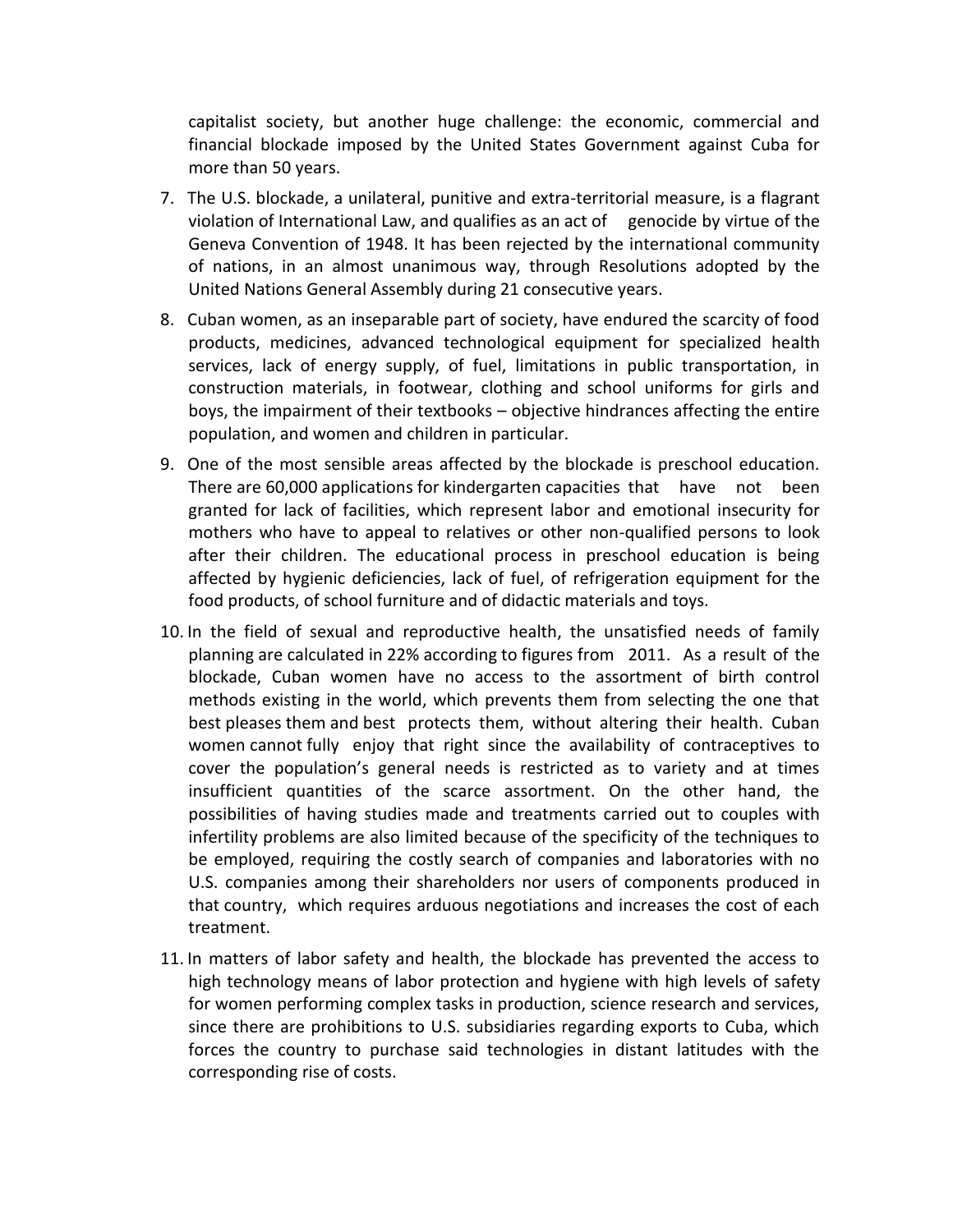capitalist society, but another huge challenge: the economic, commercial and financial blockade imposed by the United States Government against Cuba for more than 50 years.

7. The U.S. blockade, a unilateral, punitive and extra-territorial measure, is a flagrant violation of International Law, and qualifies as an act of genocide by virtue of the Geneva Convention of 1948. It has been rejected by the international community of nations, in an almost unanimous way, through Resolutions adopted by the United Nations General Assembly during 21 consecutive years.

8. Cuban women, as an inseparable part of society, have endured the scarcity of food products, medicines, advanced technological equipment for specialized health services, lack of energy supply, of fuel, limitations in public transportation, in construction materials, in footwear, clothing and school uniforms for girls and boys, the impairment of their textbooks – objective hindrances affecting the entire population, and women and children in particular.

9. One of the most sensible areas affected by the blockade is preschool education. There are 60,000 applications for kindergarten capacities that have not been granted for lack of facilities, which represent labor and emotional insecurity for mothers who have to appeal to relatives or other non-qualified persons to look after their children. The educational process in preschool education is being affected by hygienic deficiencies, lack of fuel, of refrigeration equipment for the food products, of school furniture and of didactic materials and toys.

10. In the field of sexual and reproductive health, the unsatisfied needs of family planning are calculated in 22% according to figures from 2011. As a result of the blockade, Cuban women have no access to the assortment of birth control methods existing in the world, which prevents them from selecting the one that best pleases them and best protects them, without altering their health. Cuban women cannot fully enjoy that right since the availability of contraceptives to cover the population's general needs is restricted as to variety and at times insufficient quantities of the scarce assortment. On the other hand, the possibilities of having studies made and treatments carried out to couples with infertility problems are also limited because of the specificity of the techniques to be employed, requiring the costly search of companies and laboratories with no U.S. companies among their shareholders nor users of components produced in that country, which requires arduous negotiations and increases the cost of each treatment.

11. In matters of labor safety and health, the blockade has prevented the access to high technology means of labor protection and hygiene with high levels of safety for women performing complex tasks in production, science research and services, since there are prohibitions to U.S. subsidiaries regarding exports to Cuba, which forces the country to purchase said technologies in distant latitudes with the corresponding rise of costs.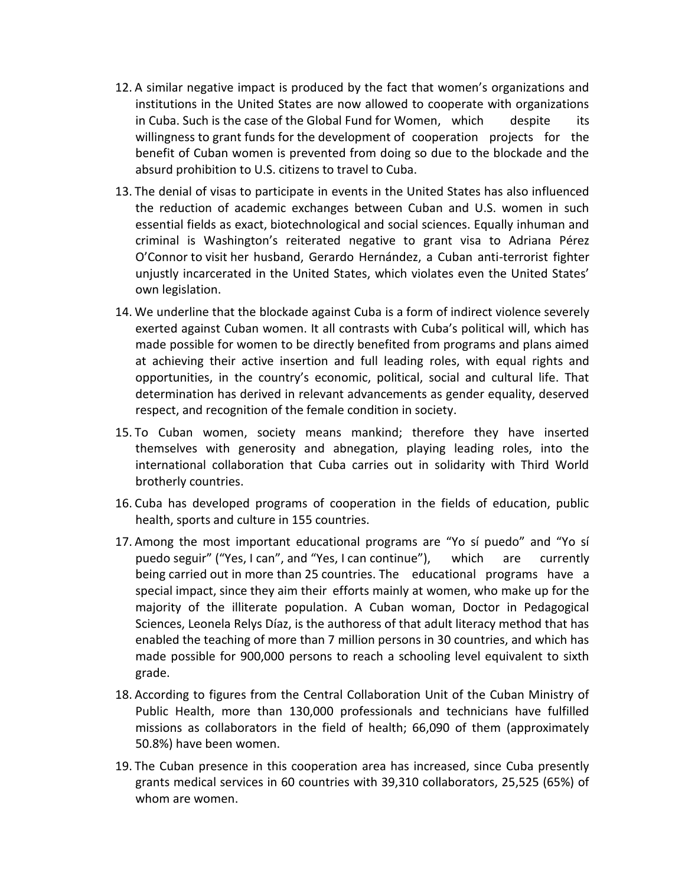12. A similar negative impact is produced by the fact that women's organizations and institutions in the United States are now allowed to cooperate with organizations in Cuba. Such is the case of the Global Fund for Women, which despite its willingness to grant funds for the development of cooperation projects for the benefit of Cuban women is prevented from doing so due to the blockade and the absurd prohibition to U.S. citizens to travel to Cuba.

13. The denial of visas to participate in events in the United States has also influenced the reduction of academic exchanges between Cuban and U.S. women in such essential fields as exact, biotechnological and social sciences. Equally inhuman and criminal is Washington's reiterated negative to grant visa to Adriana Pérez O'Connor to visit her husband, Gerardo Hernández, a Cuban anti-terrorist fighter unjustly incarcerated in the United States, which violates even the United States' own legislation.

14. We underline that the blockade against Cuba is a form of indirect violence severely exerted against Cuban women. It all contrasts with Cuba's political will, which has made possible for women to be directly benefited from programs and plans aimed at achieving their active insertion and full leading roles, with equal rights and opportunities, in the country's economic, political, social and cultural life. That determination has derived in relevant advancements as gender equality, deserved respect, and recognition of the female condition in society.

15. To Cuban women, society means mankind; therefore they have inserted themselves with generosity and abnegation, playing leading roles, into the international collaboration that Cuba carries out in solidarity with Third World brotherly countries.

16. Cuba has developed programs of cooperation in the fields of education, public health, sports and culture in 155 countries.

17. Among the most important educational programs are "Yo sí puedo" and "Yo sí puedo seguir" ("Yes, I can", and "Yes, I can continue"), which are currently being carried out in more than 25 countries. The educational programs have a special impact, since they aim their efforts mainly at women, who make up for the majority of the illiterate population. A Cuban woman, Doctor in Pedagogical Sciences, Leonela Relys Díaz, is the authoress of that adult literacy method that has enabled the teaching of more than 7 million persons in 30 countries, and which has made possible for 900,000 persons to reach a schooling level equivalent to sixth grade.

18. According to figures from the Central Collaboration Unit of the Cuban Ministry of Public Health, more than 130,000 professionals and technicians have fulfilled missions as collaborators in the field of health; 66,090 of them (approximately 50.8%) have been women.

19. The Cuban presence in this cooperation area has increased, since Cuba presently grants medical services in 60 countries with 39,310 collaborators, 25,525 (65%) of whom are women.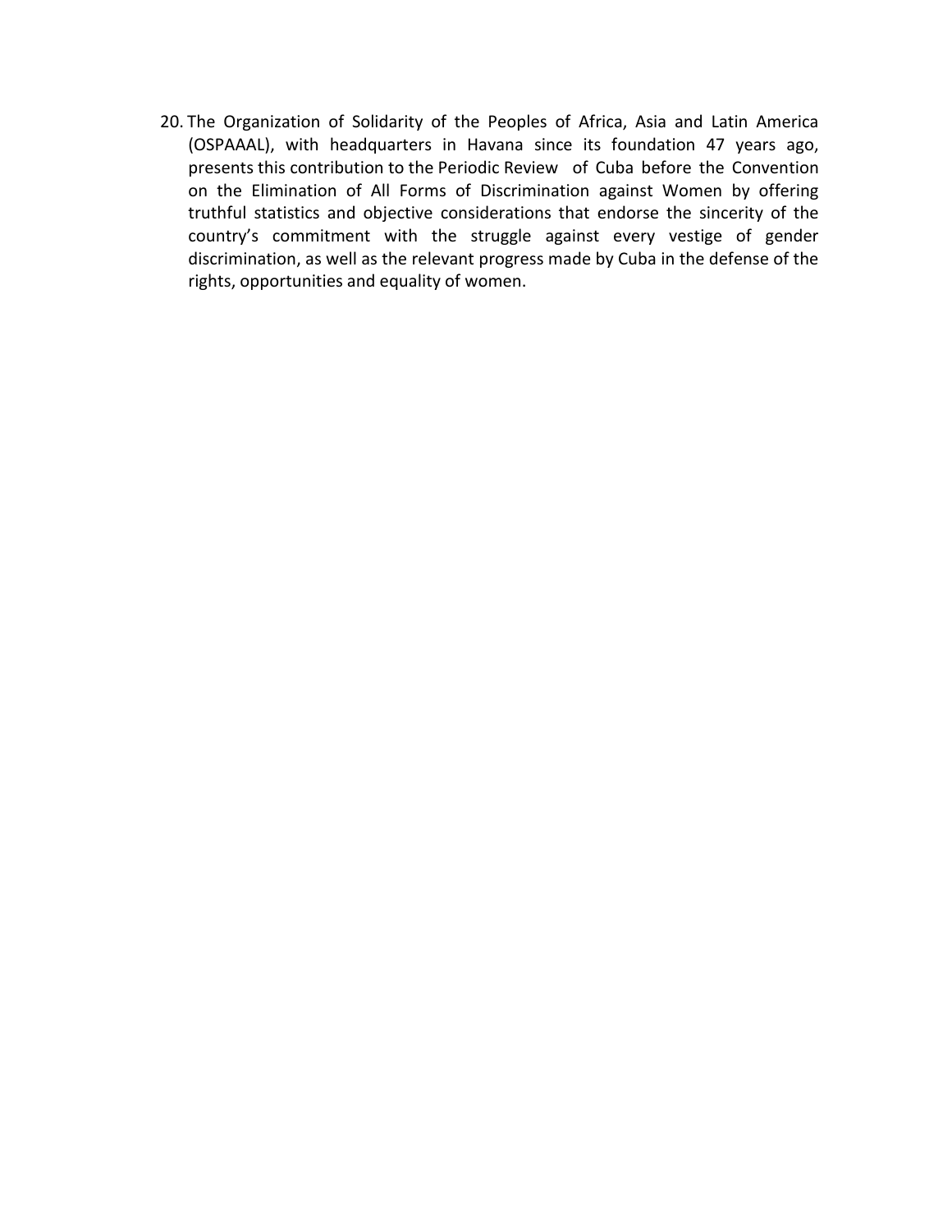20. The Organization of Solidarity of the Peoples of Africa, Asia and Latin America (OSPAAAL), with headquarters in Havana since its foundation 47 years ago, presents this contribution to the Periodic Review of Cuba before the Convention on the Elimination of All Forms of Discrimination against Women by offering truthful statistics and objective considerations that endorse the sincerity of the country's commitment with the struggle against every vestige of gender discrimination, as well as the relevant progress made by Cuba in the defense of the rights, opportunities and equality of women.